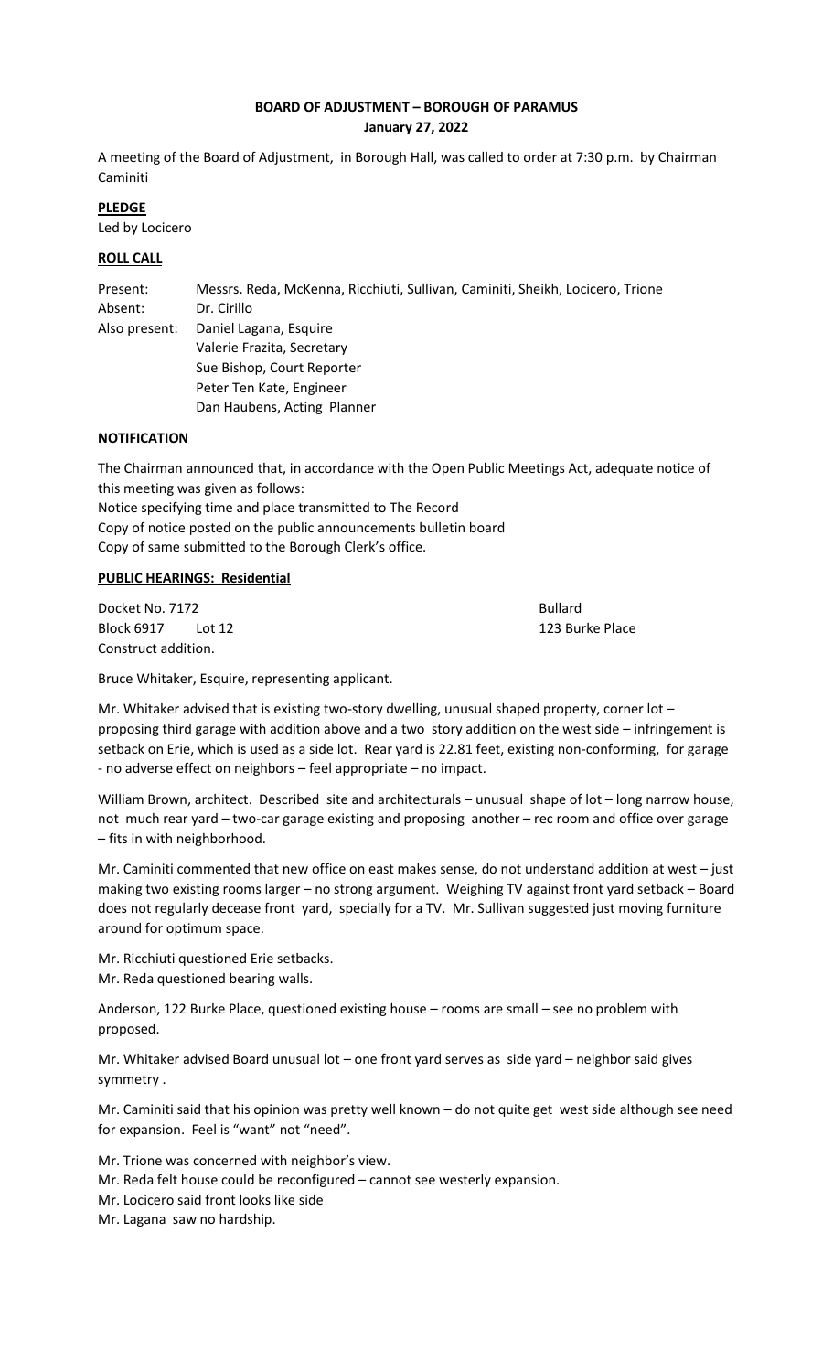## BOARD OF ADJUSTMENT – BOROUGH OF PARAMUS
### January 27, 2022

A meeting of the Board of Adjustment, in Borough Hall, was called to order at 7:30 p.m. by Chairman Caminiti

**PLEDGE**

Led by Locicero

**ROLL CALL**

| | |
|---|---|
| Present: | Messrs. Reda, McKenna, Ricchiuti, Sullivan, Caminiti, Sheikh, Locicero, Trione |
| Absent: | Dr. Cirillo |
| Also present: | Daniel Lagana, Esquire<br>Valerie Frazita, Secretary<br>Sue Bishop, Court Reporter<br>Peter Ten Kate, Engineer<br>Dan Haubens, Acting Planner |

**NOTIFICATION**

The Chairman announced that, in accordance with the Open Public Meetings Act, adequate notice of this meeting was given as follows:
Notice specifying time and place transmitted to The Record
Copy of notice posted on the public announcements bulletin board
Copy of same submitted to the Borough Clerk's office.

**PUBLIC HEARINGS: Residential**

Docket No. 7172 — Bullard
Block 6917 Lot 12 — 123 Burke Place
Construct addition.

Bruce Whitaker, Esquire, representing applicant.

Mr. Whitaker advised that is existing two-story dwelling, unusual shaped property, corner lot – proposing third garage with addition above and a two story addition on the west side – infringement is setback on Erie, which is used as a side lot. Rear yard is 22.81 feet, existing non-conforming, for garage - no adverse effect on neighbors – feel appropriate – no impact.

William Brown, architect. Described site and architecturals – unusual shape of lot – long narrow house, not much rear yard – two-car garage existing and proposing another – rec room and office over garage – fits in with neighborhood.

Mr. Caminiti commented that new office on east makes sense, do not understand addition at west – just making two existing rooms larger – no strong argument. Weighing TV against front yard setback – Board does not regularly decease front yard, specially for a TV. Mr. Sullivan suggested just moving furniture around for optimum space.

Mr. Ricchiuti questioned Erie setbacks.
Mr. Reda questioned bearing walls.

Anderson, 122 Burke Place, questioned existing house – rooms are small – see no problem with proposed.

Mr. Whitaker advised Board unusual lot – one front yard serves as side yard – neighbor said gives symmetry .

Mr. Caminiti said that his opinion was pretty well known – do not quite get west side although see need for expansion. Feel is "want" not "need".

Mr. Trione was concerned with neighbor's view.
Mr. Reda felt house could be reconfigured – cannot see westerly expansion.
Mr. Locicero said front looks like side
Mr. Lagana saw no hardship.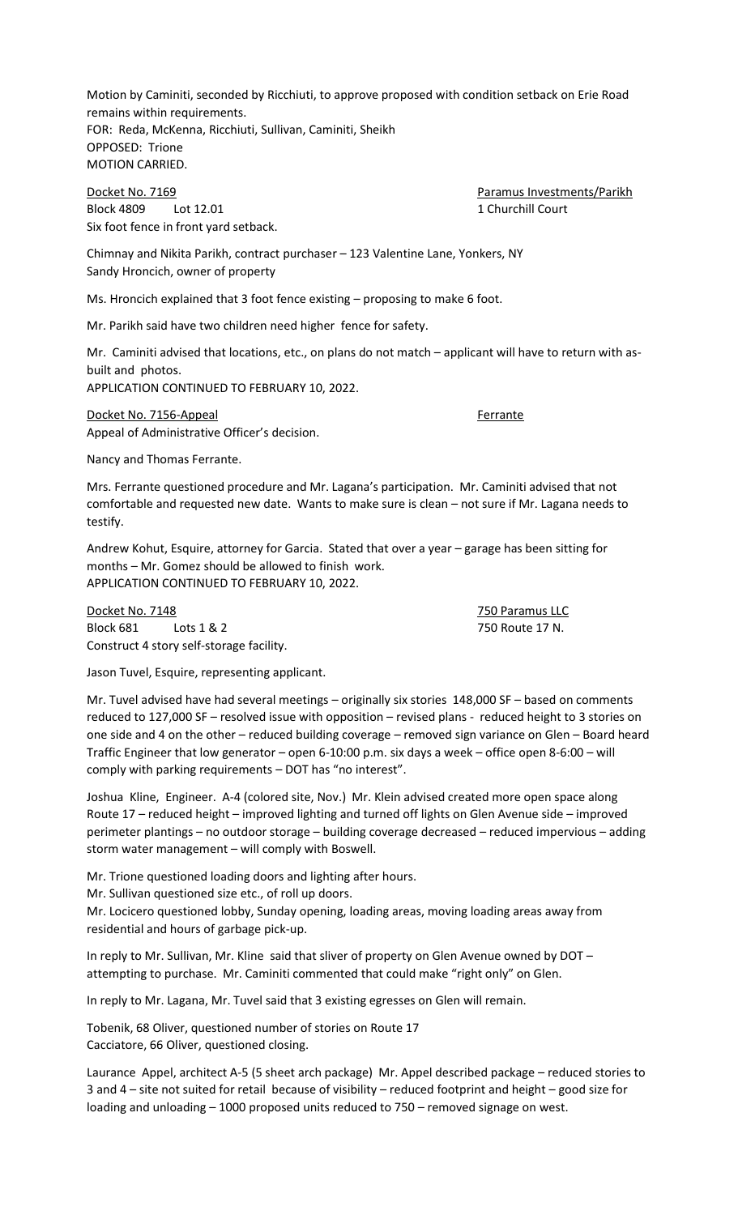Motion by Caminiti, seconded by Ricchiuti, to approve proposed with condition setback on Erie Road remains within requirements.
FOR: Reda, McKenna, Ricchiuti, Sullivan, Caminiti, Sheikh
OPPOSED: Trione
MOTION CARRIED.

Docket No. 7169 — Paramus Investments/Parikh
Block 4809 Lot 12.01 — 1 Churchill Court
Six foot fence in front yard setback.

Chimnay and Nikita Parikh, contract purchaser – 123 Valentine Lane, Yonkers, NY
Sandy Hroncich, owner of property

Ms. Hroncich explained that 3 foot fence existing – proposing to make 6 foot.

Mr. Parikh said have two children need higher fence for safety.

Mr. Caminiti advised that locations, etc., on plans do not match – applicant will have to return with as-built and photos.
APPLICATION CONTINUED TO FEBRUARY 10, 2022.

Docket No. 7156-Appeal — Ferrante
Appeal of Administrative Officer's decision.

Nancy and Thomas Ferrante.

Mrs. Ferrante questioned procedure and Mr. Lagana's participation. Mr. Caminiti advised that not comfortable and requested new date. Wants to make sure is clean – not sure if Mr. Lagana needs to testify.

Andrew Kohut, Esquire, attorney for Garcia. Stated that over a year – garage has been sitting for months – Mr. Gomez should be allowed to finish work.
APPLICATION CONTINUED TO FEBRUARY 10, 2022.

Docket No. 7148 — 750 Paramus LLC
Block 681 Lots 1 & 2 — 750 Route 17 N.
Construct 4 story self-storage facility.

Jason Tuvel, Esquire, representing applicant.

Mr. Tuvel advised have had several meetings – originally six stories 148,000 SF – based on comments reduced to 127,000 SF – resolved issue with opposition – revised plans - reduced height to 3 stories on one side and 4 on the other – reduced building coverage – removed sign variance on Glen – Board heard Traffic Engineer that low generator – open 6-10:00 p.m. six days a week – office open 8-6:00 – will comply with parking requirements – DOT has "no interest".

Joshua Kline, Engineer. A-4 (colored site, Nov.) Mr. Klein advised created more open space along Route 17 – reduced height – improved lighting and turned off lights on Glen Avenue side – improved perimeter plantings – no outdoor storage – building coverage decreased – reduced impervious – adding storm water management – will comply with Boswell.

Mr. Trione questioned loading doors and lighting after hours.
Mr. Sullivan questioned size etc., of roll up doors.
Mr. Locicero questioned lobby, Sunday opening, loading areas, moving loading areas away from residential and hours of garbage pick-up.

In reply to Mr. Sullivan, Mr. Kline said that sliver of property on Glen Avenue owned by DOT – attempting to purchase. Mr. Caminiti commented that could make "right only" on Glen.

In reply to Mr. Lagana, Mr. Tuvel said that 3 existing egresses on Glen will remain.

Tobenik, 68 Oliver, questioned number of stories on Route 17
Cacciatore, 66 Oliver, questioned closing.

Laurance Appel, architect A-5 (5 sheet arch package) Mr. Appel described package – reduced stories to 3 and 4 – site not suited for retail because of visibility – reduced footprint and height – good size for loading and unloading – 1000 proposed units reduced to 750 – removed signage on west.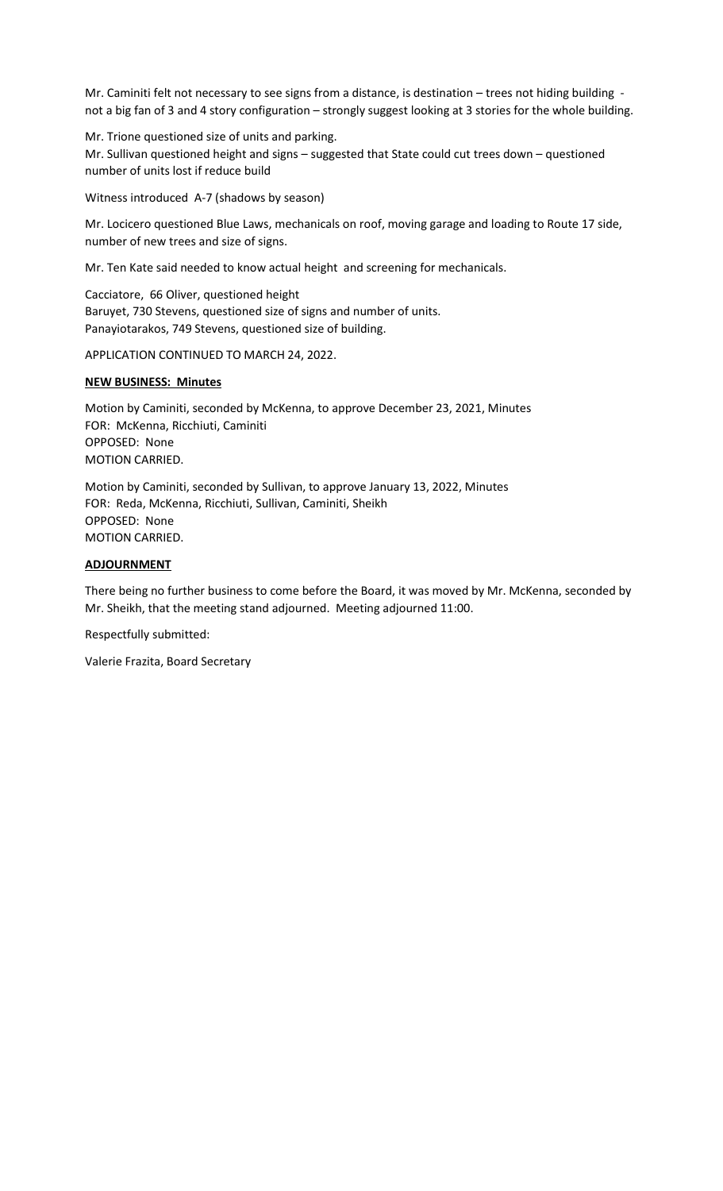Mr. Caminiti felt not necessary to see signs from a distance, is destination – trees not hiding building - not a big fan of 3 and 4 story configuration – strongly suggest looking at 3 stories for the whole building.

Mr. Trione questioned size of units and parking.
Mr. Sullivan questioned height and signs – suggested that State could cut trees down – questioned number of units lost if reduce build

Witness introduced A-7 (shadows by season)

Mr. Locicero questioned Blue Laws, mechanicals on roof, moving garage and loading to Route 17 side, number of new trees and size of signs.

Mr. Ten Kate said needed to know actual height and screening for mechanicals.

Cacciatore, 66 Oliver, questioned height
Baruyet, 730 Stevens, questioned size of signs and number of units.
Panayiotarakos, 749 Stevens, questioned size of building.

APPLICATION CONTINUED TO MARCH 24, 2022.

**NEW BUSINESS: Minutes**

Motion by Caminiti, seconded by McKenna, to approve December 23, 2021, Minutes
FOR: McKenna, Ricchiuti, Caminiti
OPPOSED: None
MOTION CARRIED.

Motion by Caminiti, seconded by Sullivan, to approve January 13, 2022, Minutes
FOR: Reda, McKenna, Ricchiuti, Sullivan, Caminiti, Sheikh
OPPOSED: None
MOTION CARRIED.

**ADJOURNMENT**

There being no further business to come before the Board, it was moved by Mr. McKenna, seconded by Mr. Sheikh, that the meeting stand adjourned. Meeting adjourned 11:00.

Respectfully submitted:

Valerie Frazita, Board Secretary